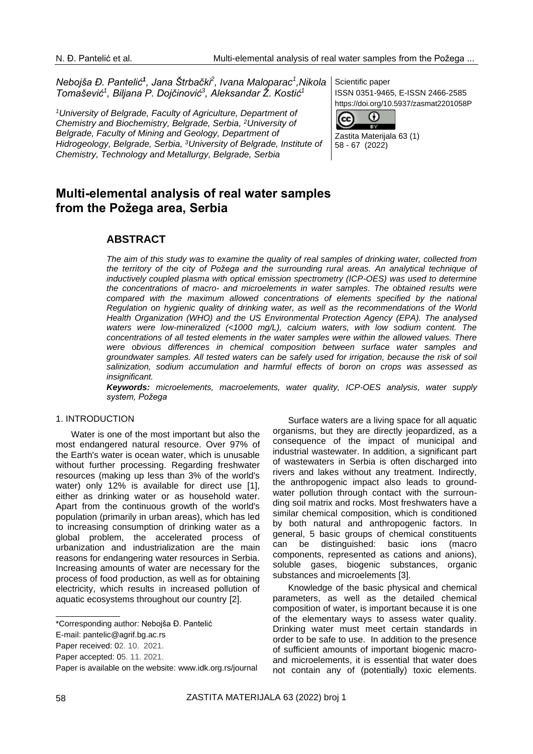*Nebojša Đ. Pantelić[1], Jana Štrbački[2], Ivana Maloparac[1], Nikola Tomašević[1], Biljana P. Dojčinović[3], Aleksandar Ž. Kostić[1]*

*[1]University of Belgrade, Faculty of Agriculture, Department of Chemistry and Biochemistry, Belgrade, Serbia, [2]University of Belgrade, Faculty of Mining and Geology, Department of Hidrogeology, Belgrade, Serbia, [3]University of Belgrade, Institute of Chemistry, Technology and Metallurgy, Belgrade, Serbia*

Scientific paper
ISSN 0351-9465, E-ISSN 2466-2585
https://doi.org/10.5937/zasmat2201058P

Zastita Materijala 63 (1)
58 - 67 (2022)

# Multi-elemental analysis of real water samples from the Požega area, Serbia

## ABSTRACT

*The aim of this study was to examine the quality of real samples of drinking water, collected from the territory of the city of Požega and the surrounding rural areas. An analytical technique of inductively coupled plasma with optical emission spectrometry (ICP-OES) was used to determine the concentrations of macro- and microelements in water samples. The obtained results were compared with the maximum allowed concentrations of elements specified by the national Regulation on hygienic quality of drinking water, as well as the recommendations of the World Health Organization (WHO) and the US Environmental Protection Agency (EPA). The analysed waters were low-mineralized (<1000 mg/L), calcium waters, with low sodium content. The concentrations of all tested elements in the water samples were within the allowed values. There were obvious differences in chemical composition between surface water samples and groundwater samples. All tested waters can be safely used for irrigation, because the risk of soil salinization, sodium accumulation and harmful effects of boron on crops was assessed as insignificant.*

***Keywords:*** *microelements, macroelements, water quality, ICP-OES analysis, water supply system, Požega*

## 1. INTRODUCTION

Water is one of the most important but also the most endangered natural resource. Over 97% of the Earth's water is ocean water, which is unusable without further processing. Regarding freshwater resources (making up less than 3% of the world's water) only 12% is available for direct use [1], either as drinking water or as household water. Apart from the continuous growth of the world's population (primarily in urban areas), which has led to increasing consumption of drinking water as a global problem, the accelerated process of urbanization and industrialization are the main reasons for endangering water resources in Serbia. Increasing amounts of water are necessary for the process of food production, as well as for obtaining electricity, which results in increased pollution of aquatic ecosystems throughout our country [2].

Surface waters are a living space for all aquatic organisms, but they are directly jeopardized, as a consequence of the impact of municipal and industrial wastewater. In addition, a significant part of wastewaters in Serbia is often discharged into rivers and lakes without any treatment. Indirectly, the anthropogenic impact also leads to groundwater pollution through contact with the surrounding soil matrix and rocks. Most freshwaters have a similar chemical composition, which is conditioned by both natural and anthropogenic factors. In general, 5 basic groups of chemical constituents can be distinguished: basic ions (macro components, represented as cations and anions), soluble gases, biogenic substances, organic substances and microelements [3].

Knowledge of the basic physical and chemical parameters, as well as the detailed chemical composition of water, is important because it is one of the elementary ways to assess water quality. Drinking water must meet certain standards in order to be safe to use. In addition to the presence of sufficient amounts of important biogenic macro- and microelements, it is essential that water does not contain any of (potentially) toxic elements.

\*Corresponding author: Nebojša Đ. Pantelić
E-mail: pantelic@agrif.bg.ac.rs
Paper received: 02. 10. 2021.
Paper accepted: 05. 11. 2021.
Paper is available on the website: www.idk.org.rs/journal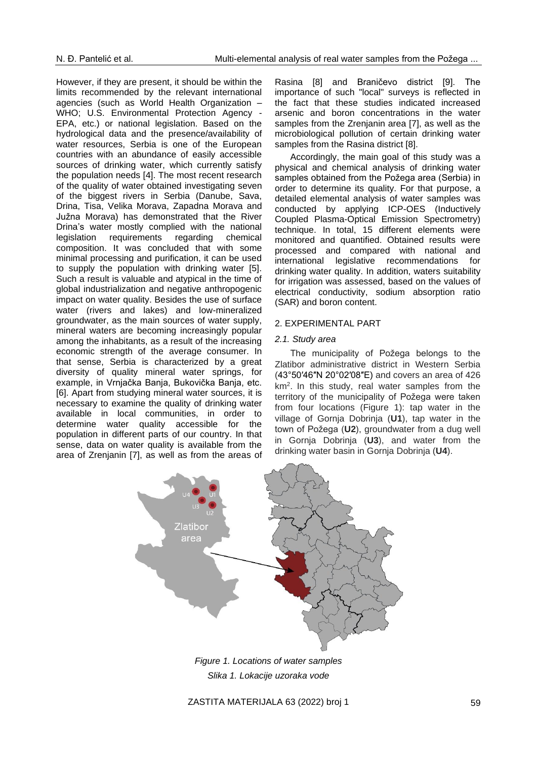However, if they are present, it should be within the limits recommended by the relevant international agencies (such as World Health Organization – WHO; U.S. Environmental Protection Agency - EPA, etc.) or national legislation. Based on the hydrological data and the presence/availability of water resources, Serbia is one of the European countries with an abundance of easily accessible sources of drinking water, which currently satisfy the population needs [4]. The most recent research of the quality of water obtained investigating seven of the biggest rivers in Serbia (Danube, Sava, Drina, Tisa, Velika Morava, Zapadna Morava and Južna Morava) has demonstrated that the River Drina's water mostly complied with the national legislation requirements regarding chemical composition. It was concluded that with some minimal processing and purification, it can be used to supply the population with drinking water [5]. Such a result is valuable and atypical in the time of global industrialization and negative anthropogenic impact on water quality. Besides the use of surface water (rivers and lakes) and low-mineralized groundwater, as the main sources of water supply, mineral waters are becoming increasingly popular among the inhabitants, as a result of the increasing economic strength of the average consumer. In that sense, Serbia is characterized by a great diversity of quality mineral water springs, for example, in Vrnjačka Banja, Bukovička Banja, etc. [6]. Apart from studying mineral water sources, it is necessary to examine the quality of drinking water available in local communities, in order to determine water quality accessible for the population in different parts of our country. In that sense, data on water quality is available from the area of Zrenjanin [7], as well as from the areas of Rasina [8] and Braničevo district [9]. The importance of such "local" surveys is reflected in the fact that these studies indicated increased arsenic and boron concentrations in the water samples from the Zrenjanin area [7], as well as the microbiological pollution of certain drinking water samples from the Rasina district [8].

Accordingly, the main goal of this study was a physical and chemical analysis of drinking water samples obtained from the Požega area (Serbia) in order to determine its quality. For that purpose, a detailed elemental analysis of water samples was conducted by applying ICP-OES (Inductively Coupled Plasma-Optical Emission Spectrometry) technique. In total, 15 different elements were monitored and quantified. Obtained results were processed and compared with national and international legislative recommendations for drinking water quality. In addition, waters suitability for irrigation was assessed, based on the values of electrical conductivity, sodium absorption ratio (SAR) and boron content.

## 2. EXPERIMENTAL PART

### *2.1. Study area*

The municipality of Požega belongs to the Zlatibor administrative district in Western Serbia (43°50′46″N 20°02′08″E) and covers an area of 426 km$^2$. In this study, real water samples from the territory of the municipality of Požega were taken from four locations (Figure 1): tap water in the village of Gornja Dobrinja (**U1**), tap water in the town of Požega (**U2**), groundwater from a dug well in Gornja Dobrinja (**U3**), and water from the drinking water basin in Gornja Dobrinja (**U4**).

*Figure 1. Locations of water samples*
*Slika 1. Lokacije uzoraka vode*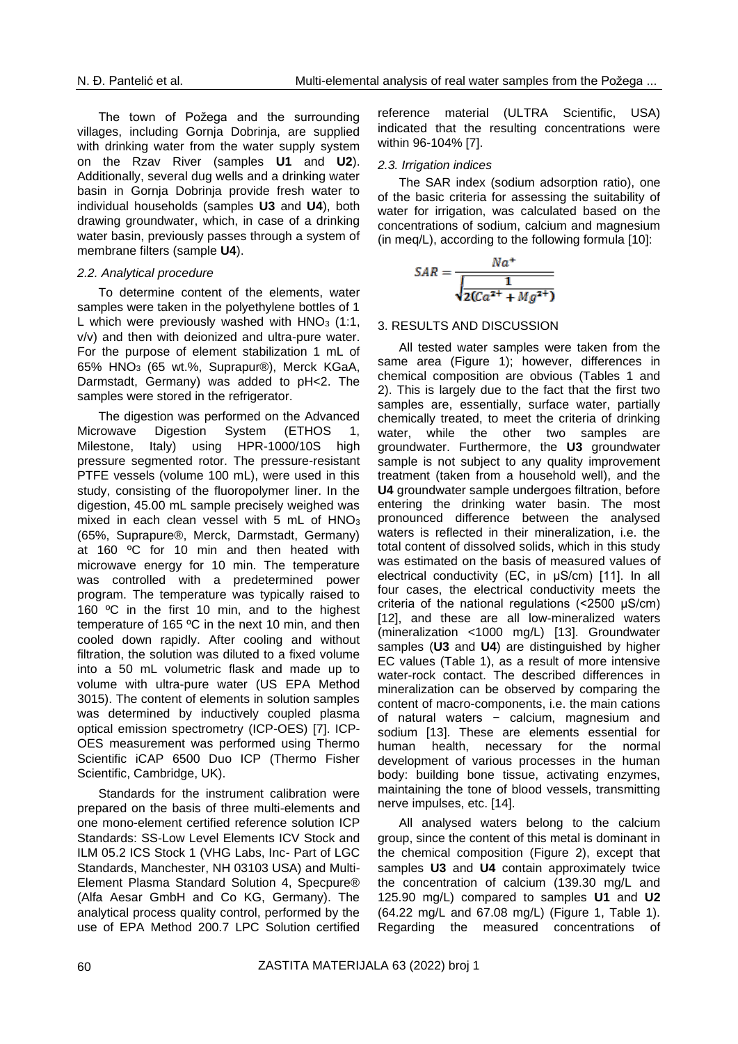The town of Požega and the surrounding villages, including Gornja Dobrinja, are supplied with drinking water from the water supply system on the Rzav River (samples **U1** and **U2**). Additionally, several dug wells and a drinking water basin in Gornja Dobrinja provide fresh water to individual households (samples **U3** and **U4**), both drawing groundwater, which, in case of a drinking water basin, previously passes through a system of membrane filters (sample **U4**).

### *2.2. Analytical procedure*

To determine content of the elements, water samples were taken in the polyethylene bottles of 1 L which were previously washed with $HNO_3$ (1:1, v/v) and then with deionized and ultra-pure water. For the purpose of element stabilization 1 mL of 65% $HNO_3$ (65 wt.%, Suprapur®), Merck KGaA, Darmstadt, Germany) was added to pH<2. The samples were stored in the refrigerator.

The digestion was performed on the Advanced Microwave Digestion System (ETHOS 1, Milestone, Italy) using HPR-1000/10S high pressure segmented rotor. The pressure-resistant PTFE vessels (volume 100 mL), were used in this study, consisting of the fluoropolymer liner. In the digestion, 45.00 mL sample precisely weighed was mixed in each clean vessel with 5 mL of $HNO_3$ (65%, Suprapure®, Merck, Darmstadt, Germany) at 160 ºC for 10 min and then heated with microwave energy for 10 min. The temperature was controlled with a predetermined power program. The temperature was typically raised to 160 ºC in the first 10 min, and to the highest temperature of 165 ºC in the next 10 min, and then cooled down rapidly. After cooling and without filtration, the solution was diluted to a fixed volume into a 50 mL volumetric flask and made up to volume with ultra-pure water (US EPA Method 3015). The content of elements in solution samples was determined by inductively coupled plasma optical emission spectrometry (ICP-OES) [7]. ICP-OES measurement was performed using Thermo Scientific iCAP 6500 Duo ICP (Thermo Fisher Scientific, Cambridge, UK).

Standards for the instrument calibration were prepared on the basis of three multi-elements and one mono-element certified reference solution ICP Standards: SS-Low Level Elements ICV Stock and ILM 05.2 ICS Stock 1 (VHG Labs, Inc- Part of LGC Standards, Manchester, NH 03103 USA) and Multi-Element Plasma Standard Solution 4, Specpure® (Alfa Aesar GmbH and Co KG, Germany). The analytical process quality control, performed by the use of EPA Method 200.7 LPC Solution certified reference material (ULTRA Scientific, USA) indicated that the resulting concentrations were within 96-104% [7].

### *2.3. Irrigation indices*

The SAR index (sodium adsorption ratio), one of the basic criteria for assessing the suitability of water for irrigation, was calculated based on the concentrations of sodium, calcium and magnesium (in meq/L), according to the following formula [10]:

$$SAR = \frac{Na^{+}}{\sqrt{\frac{1}{2(Ca^{2+} + Mg^{2+})}}}$$

## 3. RESULTS AND DISCUSSION

All tested water samples were taken from the same area (Figure 1); however, differences in chemical composition are obvious (Tables 1 and 2). This is largely due to the fact that the first two samples are, essentially, surface water, partially chemically treated, to meet the criteria of drinking water, while the other two samples are groundwater. Furthermore, the **U3** groundwater sample is not subject to any quality improvement treatment (taken from a household well), and the **U4** groundwater sample undergoes filtration, before entering the drinking water basin. The most pronounced difference between the analysed waters is reflected in their mineralization, i.e. the total content of dissolved solids, which in this study was estimated on the basis of measured values of electrical conductivity (EC, in μS/cm) [11]. In all four cases, the electrical conductivity meets the criteria of the national regulations (<2500 μS/cm) [12], and these are all low-mineralized waters (mineralization <1000 mg/L) [13]. Groundwater samples (**U3** and **U4**) are distinguished by higher EC values (Table 1), as a result of more intensive water-rock contact. The described differences in mineralization can be observed by comparing the content of macro-components, i.e. the main cations of natural waters − calcium, magnesium and sodium [13]. These are elements essential for human health, necessary for the normal development of various processes in the human body: building bone tissue, activating enzymes, maintaining the tone of blood vessels, transmitting nerve impulses, etc. [14].

All analysed waters belong to the calcium group, since the content of this metal is dominant in the chemical composition (Figure 2), except that samples **U3** and **U4** contain approximately twice the concentration of calcium (139.30 mg/L and 125.90 mg/L) compared to samples **U1** and **U2** (64.22 mg/L and 67.08 mg/L) (Figure 1, Table 1). Regarding the measured concentrations of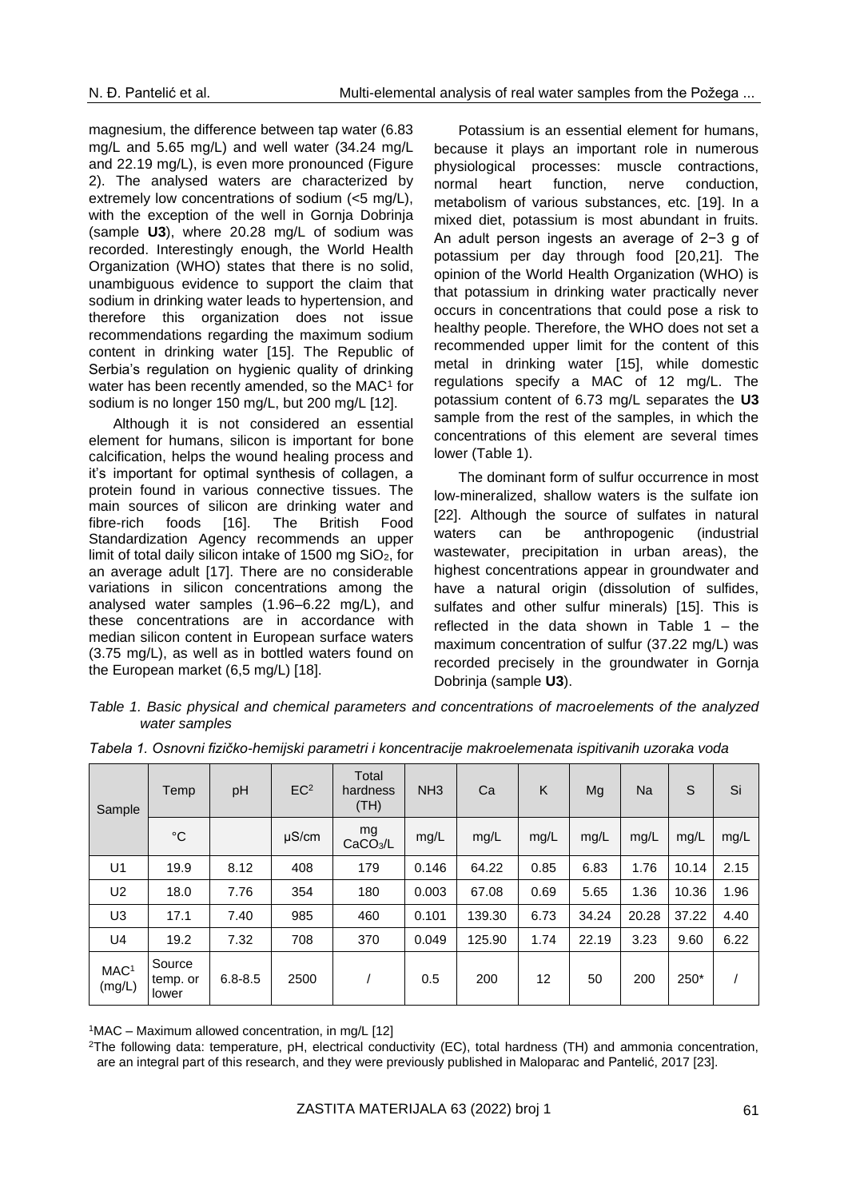magnesium, the difference between tap water (6.83 mg/L and 5.65 mg/L) and well water (34.24 mg/L and 22.19 mg/L), is even more pronounced (Figure 2). The analysed waters are characterized by extremely low concentrations of sodium (<5 mg/L), with the exception of the well in Gornja Dobrinja (sample **U3**), where 20.28 mg/L of sodium was recorded. Interestingly enough, the World Health Organization (WHO) states that there is no solid, unambiguous evidence to support the claim that sodium in drinking water leads to hypertension, and therefore this organization does not issue recommendations regarding the maximum sodium content in drinking water [15]. The Republic of Serbia's regulation on hygienic quality of drinking water has been recently amended, so the MAC[1] for sodium is no longer 150 mg/L, but 200 mg/L [12].

Although it is not considered an essential element for humans, silicon is important for bone calcification, helps the wound healing process and it's important for optimal synthesis of collagen, a protein found in various connective tissues. The main sources of silicon are drinking water and fibre-rich foods [16]. The British Food Standardization Agency recommends an upper limit of total daily silicon intake of 1500 mg $SiO_2$, for an average adult [17]. There are no considerable variations in silicon concentrations among the analysed water samples (1.96–6.22 mg/L), and these concentrations are in accordance with median silicon content in European surface waters (3.75 mg/L), as well as in bottled waters found on the European market (6,5 mg/L) [18].

Potassium is an essential element for humans, because it plays an important role in numerous physiological processes: muscle contractions, normal heart function, nerve conduction, metabolism of various substances, etc. [19]. In a mixed diet, potassium is most abundant in fruits. An adult person ingests an average of 2−3 g of potassium per day through food [20,21]. The opinion of the World Health Organization (WHO) is that potassium in drinking water practically never occurs in concentrations that could pose a risk to healthy people. Therefore, the WHO does not set a recommended upper limit for the content of this metal in drinking water [15], while domestic regulations specify a MAC of 12 mg/L. The potassium content of 6.73 mg/L separates the **U3** sample from the rest of the samples, in which the concentrations of this element are several times lower (Table 1).

The dominant form of sulfur occurrence in most low-mineralized, shallow waters is the sulfate ion [22]. Although the source of sulfates in natural waters can be anthropogenic (industrial wastewater, precipitation in urban areas), the highest concentrations appear in groundwater and have a natural origin (dissolution of sulfides, sulfates and other sulfur minerals) [15]. This is reflected in the data shown in Table 1 – the maximum concentration of sulfur (37.22 mg/L) was recorded precisely in the groundwater in Gornja Dobrinja (sample **U3**).

*Table 1. Basic physical and chemical parameters and concentrations of macroelements of the analyzed water samples*

*Tabela 1. Osnovni fizičko-hemijski parametri i koncentracije makroelemenata ispitivanih uzoraka voda*

| Sample | Temp | pH | EC[2] | Total hardness (TH) | $NH_3$ | Ca | K | Mg | Na | S | Si |
|---|---|---|---|---|---|---|---|---|---|---|---|
| | °C | | μS/cm | mg $CaCO_3$/L | mg/L | mg/L | mg/L | mg/L | mg/L | mg/L | mg/L |
| U1 | 19.9 | 8.12 | 408 | 179 | 0.146 | 64.22 | 0.85 | 6.83 | 1.76 | 10.14 | 2.15 |
| U2 | 18.0 | 7.76 | 354 | 180 | 0.003 | 67.08 | 0.69 | 5.65 | 1.36 | 10.36 | 1.96 |
| U3 | 17.1 | 7.40 | 985 | 460 | 0.101 | 139.30 | 6.73 | 34.24 | 20.28 | 37.22 | 4.40 |
| U4 | 19.2 | 7.32 | 708 | 370 | 0.049 | 125.90 | 1.74 | 22.19 | 3.23 | 9.60 | 6.22 |
| MAC[1] (mg/L) | Source temp. or lower | 6.8-8.5 | 2500 | / | 0.5 | 200 | 12 | 50 | 200 | 250* | / |

[1]MAC – Maximum allowed concentration, in mg/L [12]

[2]The following data: temperature, pH, electrical conductivity (EC), total hardness (TH) and ammonia concentration, are an integral part of this research, and they were previously published in Maloparac and Pantelić, 2017 [23].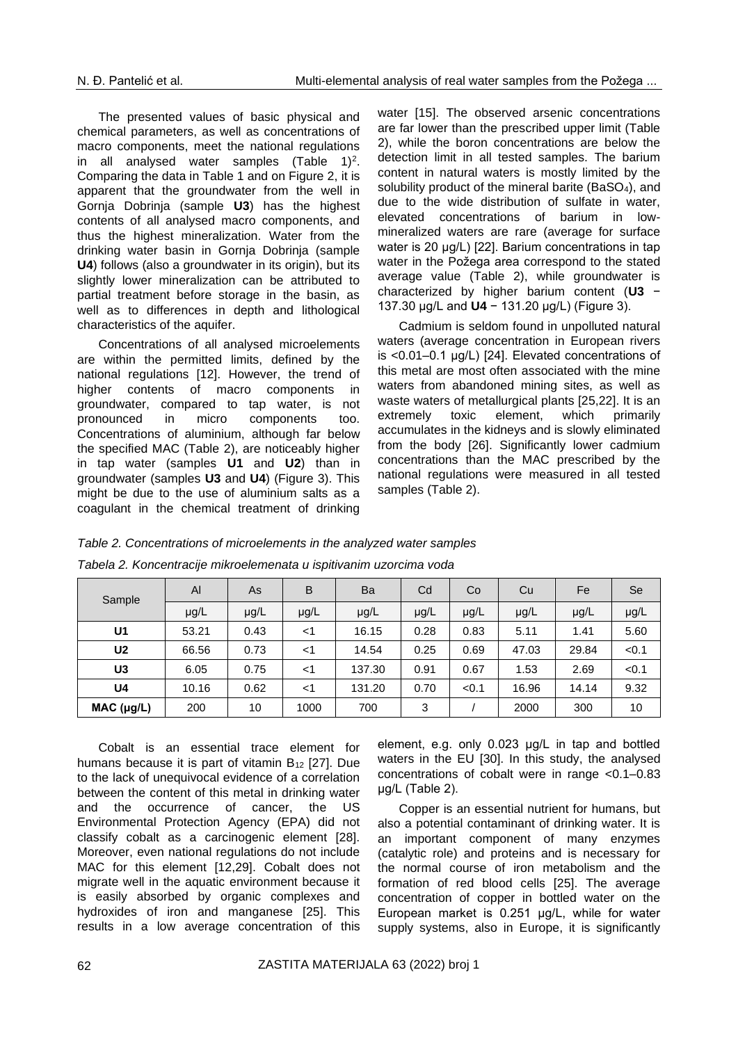The presented values of basic physical and chemical parameters, as well as concentrations of macro components, meet the national regulations in all analysed water samples (Table 1)[2]. Comparing the data in Table 1 and on Figure 2, it is apparent that the groundwater from the well in Gornja Dobrinja (sample **U3**) has the highest contents of all analysed macro components, and thus the highest mineralization. Water from the drinking water basin in Gornja Dobrinja (sample **U4**) follows (also a groundwater in its origin), but its slightly lower mineralization can be attributed to partial treatment before storage in the basin, as well as to differences in depth and lithological characteristics of the aquifer.

Concentrations of all analysed microelements are within the permitted limits, defined by the national regulations [12]. However, the trend of higher contents of macro components in groundwater, compared to tap water, is not pronounced in micro components too. Concentrations of aluminium, although far below the specified MAC (Table 2), are noticeably higher in tap water (samples **U1** and **U2**) than in groundwater (samples **U3** and **U4**) (Figure 3). This might be due to the use of aluminium salts as a coagulant in the chemical treatment of drinking water [15]. The observed arsenic concentrations are far lower than the prescribed upper limit (Table 2), while the boron concentrations are below the detection limit in all tested samples. The barium content in natural waters is mostly limited by the solubility product of the mineral barite ($BaSO_4$), and due to the wide distribution of sulfate in water, elevated concentrations of barium in low-mineralized waters are rare (average for surface water is 20 µg/L) [22]. Barium concentrations in tap water in the Požega area correspond to the stated average value (Table 2), while groundwater is characterized by higher barium content (**U3** − 137.30 µg/L and **U4** − 131.20 µg/L) (Figure 3).

Cadmium is seldom found in unpolluted natural waters (average concentration in European rivers is <0.01–0.1 µg/L) [24]. Elevated concentrations of this metal are most often associated with the mine waters from abandoned mining sites, as well as waste waters of metallurgical plants [25,22]. It is an extremely toxic element, which primarily accumulates in the kidneys and is slowly eliminated from the body [26]. Significantly lower cadmium concentrations than the MAC prescribed by the national regulations were measured in all tested samples (Table 2).

*Table 2. Concentrations of microelements in the analyzed water samples*

*Tabela 2. Koncentracije mikroelemenata u ispitivanim uzorcima voda*

| Sample | Al | As | B | Ba | Cd | Co | Cu | Fe | Se |
|---|---|---|---|---|---|---|---|---|---|
| | µg/L | µg/L | µg/L | µg/L | µg/L | µg/L | µg/L | µg/L | µg/L |
| **U1** | 53.21 | 0.43 | <1 | 16.15 | 0.28 | 0.83 | 5.11 | 1.41 | 5.60 |
| **U2** | 66.56 | 0.73 | <1 | 14.54 | 0.25 | 0.69 | 47.03 | 29.84 | <0.1 |
| **U3** | 6.05 | 0.75 | <1 | 137.30 | 0.91 | 0.67 | 1.53 | 2.69 | <0.1 |
| **U4** | 10.16 | 0.62 | <1 | 131.20 | 0.70 | <0.1 | 16.96 | 14.14 | 9.32 |
| **MAC (µg/L)** | 200 | 10 | 1000 | 700 | 3 | / | 2000 | 300 | 10 |

Cobalt is an essential trace element for humans because it is part of vitamin $B_{12}$ [27]. Due to the lack of unequivocal evidence of a correlation between the content of this metal in drinking water and the occurrence of cancer, the US Environmental Protection Agency (EPA) did not classify cobalt as a carcinogenic element [28]. Moreover, even national regulations do not include MAC for this element [12,29]. Cobalt does not migrate well in the aquatic environment because it is easily absorbed by organic complexes and hydroxides of iron and manganese [25]. This results in a low average concentration of this element, e.g. only 0.023 µg/L in tap and bottled waters in the EU [30]. In this study, the analysed concentrations of cobalt were in range <0.1–0.83 µg/L (Table 2).

Copper is an essential nutrient for humans, but also a potential contaminant of drinking water. It is an important component of many enzymes (catalytic role) and proteins and is necessary for the normal course of iron metabolism and the formation of red blood cells [25]. The average concentration of copper in bottled water on the European market is 0.251 µg/L, while for water supply systems, also in Europe, it is significantly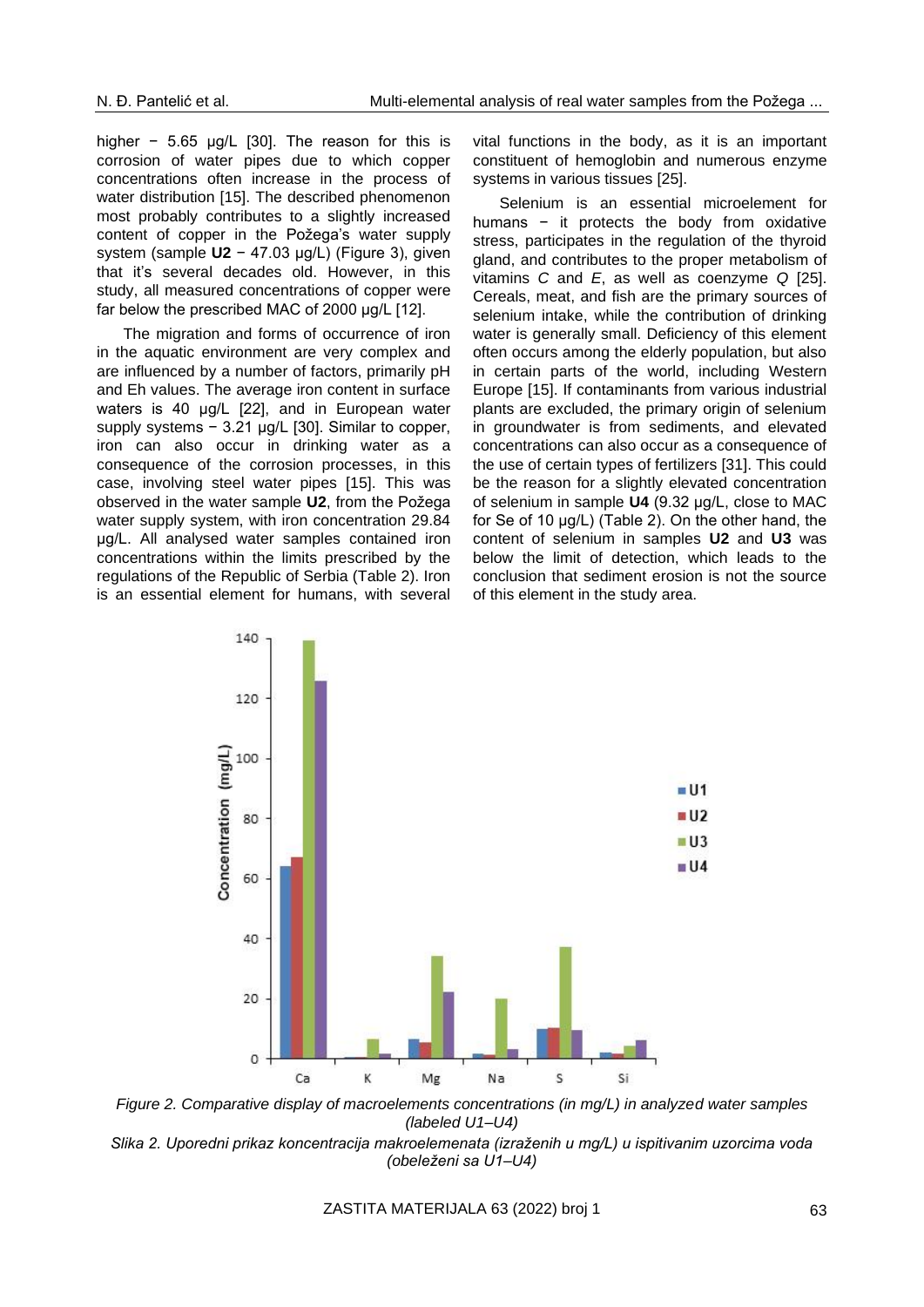higher − 5.65 µg/L [30]. The reason for this is corrosion of water pipes due to which copper concentrations often increase in the process of water distribution [15]. The described phenomenon most probably contributes to a slightly increased content of copper in the Požega's water supply system (sample **U2** − 47.03 µg/L) (Figure 3), given that it's several decades old. However, in this study, all measured concentrations of copper were far below the prescribed MAC of 2000 µg/L [12].

The migration and forms of occurrence of iron in the aquatic environment are very complex and are influenced by a number of factors, primarily pH and Eh values. The average iron content in surface waters is 40 µg/L [22], and in European water supply systems − 3.21 µg/L [30]. Similar to copper, iron can also occur in drinking water as a consequence of the corrosion processes, in this case, involving steel water pipes [15]. This was observed in the water sample **U2**, from the Požega water supply system, with iron concentration 29.84 µg/L. All analysed water samples contained iron concentrations within the limits prescribed by the regulations of the Republic of Serbia (Table 2). Iron is an essential element for humans, with several vital functions in the body, as it is an important constituent of hemoglobin and numerous enzyme systems in various tissues [25].

Selenium is an essential microelement for humans − it protects the body from oxidative stress, participates in the regulation of the thyroid gland, and contributes to the proper metabolism of vitamins *C* and *E*, as well as coenzyme *Q* [25]. Cereals, meat, and fish are the primary sources of selenium intake, while the contribution of drinking water is generally small. Deficiency of this element often occurs among the elderly population, but also in certain parts of the world, including Western Europe [15]. If contaminants from various industrial plants are excluded, the primary origin of selenium in groundwater is from sediments, and elevated concentrations can also occur as a consequence of the use of certain types of fertilizers [31]. This could be the reason for a slightly elevated concentration of selenium in sample **U4** (9.32 µg/L, close to MAC for Se of 10 µg/L) (Table 2). On the other hand, the content of selenium in samples **U2** and **U3** was below the limit of detection, which leads to the conclusion that sediment erosion is not the source of this element in the study area.

*Figure 2. Comparative display of macroelements concentrations (in mg/L) in analyzed water samples (labeled U1–U4)*

*Slika 2. Uporedni prikaz koncentracija makroelemenata (izraženih u mg/L) u ispitivanim uzorcima voda (obeleženi sa U1–U4)*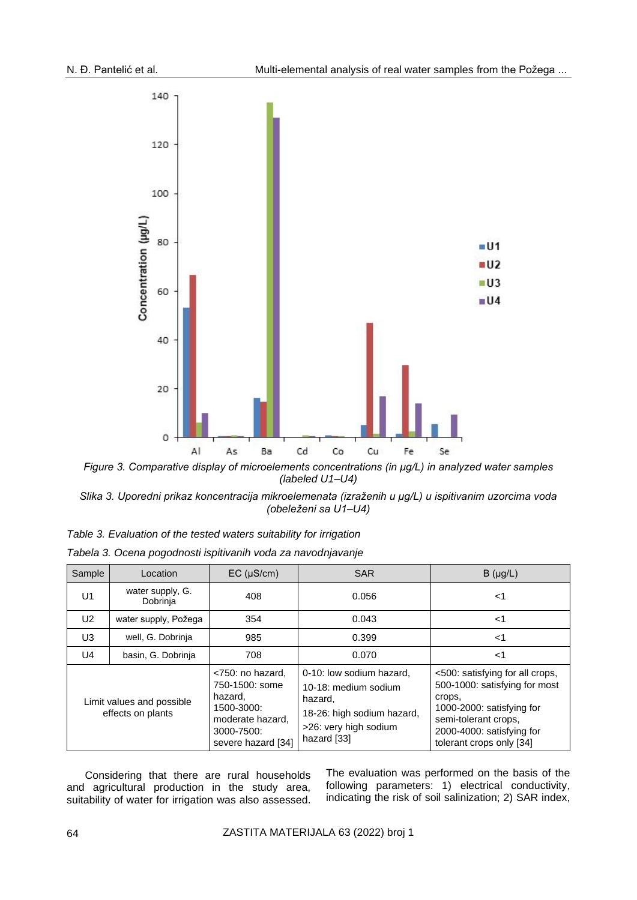*Figure 3. Comparative display of microelements concentrations (in μg/L) in analyzed water samples (labeled U1–U4)*

*Slika 3. Uporedni prikaz koncentracija mikroelemenata (izraženih u μg/L) u ispitivanim uzorcima voda (obeleženi sa U1–U4)*

*Table 3. Evaluation of the tested waters suitability for irrigation*

*Tabela 3. Ocena pogodnosti ispitivanih voda za navodnjavanje*

| Sample | Location | EC (μS/cm) | SAR | B (μg/L) |
|---|---|---|---|---|
| U1 | water supply, G. Dobrinja | 408 | 0.056 | <1 |
| U2 | water supply, Požega | 354 | 0.043 | <1 |
| U3 | well, G. Dobrinja | 985 | 0.399 | <1 |
| U4 | basin, G. Dobrinja | 708 | 0.070 | <1 |
| Limit values and possible effects on plants | | <750: no hazard, 750-1500: some hazard, 1500-3000: moderate hazard, 3000-7500: severe hazard [34] | 0-10: low sodium hazard, 10-18: medium sodium hazard, 18-26: high sodium hazard, >26: very high sodium hazard [33] | <500: satisfying for all crops, 500-1000: satisfying for most crops, 1000-2000: satisfying for semi-tolerant crops, 2000-4000: satisfying for tolerant crops only [34] |

Considering that there are rural households and agricultural production in the study area, suitability of water for irrigation was also assessed. The evaluation was performed on the basis of the following parameters: 1) electrical conductivity, indicating the risk of soil salinization; 2) SAR index,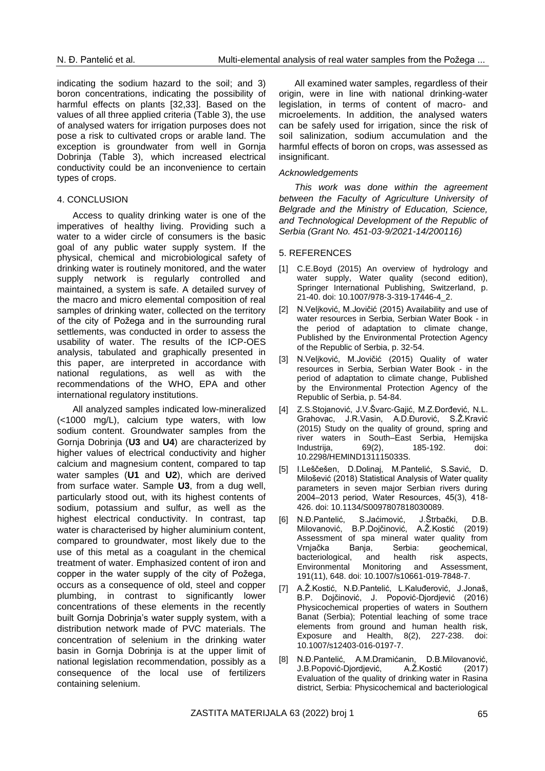indicating the sodium hazard to the soil; and 3) boron concentrations, indicating the possibility of harmful effects on plants [32,33]. Based on the values of all three applied criteria (Table 3), the use of analysed waters for irrigation purposes does not pose a risk to cultivated crops or arable land. The exception is groundwater from well in Gornja Dobrinja (Table 3), which increased electrical conductivity could be an inconvenience to certain types of crops.

## 4. CONCLUSION

Access to quality drinking water is one of the imperatives of healthy living. Providing such a water to a wider circle of consumers is the basic goal of any public water supply system. If the physical, chemical and microbiological safety of drinking water is routinely monitored, and the water supply network is regularly controlled and maintained, a system is safe. A detailed survey of the macro and micro elemental composition of real samples of drinking water, collected on the territory of the city of Požega and in the surrounding rural settlements, was conducted in order to assess the usability of water. The results of the ICP-OES analysis, tabulated and graphically presented in this paper, are interpreted in accordance with national regulations, as well as with the recommendations of the WHO, EPA and other international regulatory institutions.

All analyzed samples indicated low-mineralized (<1000 mg/L), calcium type waters, with low sodium content. Groundwater samples from the Gornja Dobrinja (**U3** and **U4**) are characterized by higher values of electrical conductivity and higher calcium and magnesium content, compared to tap water samples (**U1** and **U2**), which are derived from surface water. Sample **U3**, from a dug well, particularly stood out, with its highest contents of sodium, potassium and sulfur, as well as the highest electrical conductivity. In contrast, tap water is characterised by higher aluminium content, compared to groundwater, most likely due to the use of this metal as a coagulant in the chemical treatment of water. Emphasized content of iron and copper in the water supply of the city of Požega, occurs as a consequence of old, steel and copper plumbing, in contrast to significantly lower concentrations of these elements in the recently built Gornja Dobrinja's water supply system, with a distribution network made of PVC materials. The concentration of selenium in the drinking water basin in Gornja Dobrinja is at the upper limit of national legislation recommendation, possibly as a consequence of the local use of fertilizers containing selenium.

All examined water samples, regardless of their origin, were in line with national drinking-water legislation, in terms of content of macro- and microelements. In addition, the analysed waters can be safely used for irrigation, since the risk of soil salinization, sodium accumulation and the harmful effects of boron on crops, was assessed as insignificant.

### *Acknowledgements*

*This work was done within the agreement between the Faculty of Agriculture University of Belgrade and the Ministry of Education, Science, and Technological Development of the Republic of Serbia (Grant No. 451-03-9/2021-14/200116)*

## 5. REFERENCES

[1] C.E.Boyd (2015) An overview of hydrology and water supply, Water quality (second edition), Springer International Publishing, Switzerland, p. 21-40. doi: 10.1007/978-3-319-17446-4_2.

[2] N.Veljković, M.Jovičić (2015) Availability and use of water resources in Serbia, Serbian Water Book - in the period of adaptation to climate change, Published by the Environmental Protection Agency of the Republic of Serbia, p. 32-54.

[3] N.Veljković, M.Jovičić (2015) Quality of water resources in Serbia, Serbian Water Book - in the period of adaptation to climate change, Published by the Environmental Protection Agency of the Republic of Serbia, p. 54-84.

[4] Z.S.Stojanović, J.V.Švarc-Gajić, M.Z.Đorđević, N.L. Grahovac, J.R.Vasin, A.D.Đurović, S.Ž.Kravić (2015) Study on the quality of ground, spring and river waters in South–East Serbia, Hemijska Industrija, 69(2), 185-192. doi: 10.2298/HEMIND131115033S.

[5] I.Leščešen, D.Dolinaj, M.Pantelić, S.Savić, D. Milošević (2018) Statistical Analysis of Water quality parameters in seven major Serbian rivers during 2004–2013 period, Water Resources, 45(3), 418-426. doi: 10.1134/S0097807818030089.

[6] N.Đ.Pantelić, S.Jaćimović, J.Štrbački, D.B. Milovanović, B.P.Dojčinović, A.Ž.Kostić (2019) Assessment of spa mineral water quality from Vrnjačka Banja, Serbia: geochemical, bacteriological, and health risk aspects, Environmental Monitoring and Assessment, 191(11), 648. doi: 10.1007/s10661-019-7848-7.

[7] A.Ž.Kostić, N.Đ.Pantelić, L.Kaluđerović, J.Jonaš, B.P. Dojčinović, J. Popović-Djordjević (2016) Physicochemical properties of waters in Southern Banat (Serbia); Potential leaching of some trace elements from ground and human health risk, Exposure and Health, 8(2), 227-238. doi: 10.1007/s12403-016-0197-7.

[8] N.Đ.Pantelić, A.M.Dramićanin, D.B.Milovanović, J.B.Popović-Djordjević, A.Ž.Kostić (2017) Evaluation of the quality of drinking water in Rasina district, Serbia: Physicochemical and bacteriological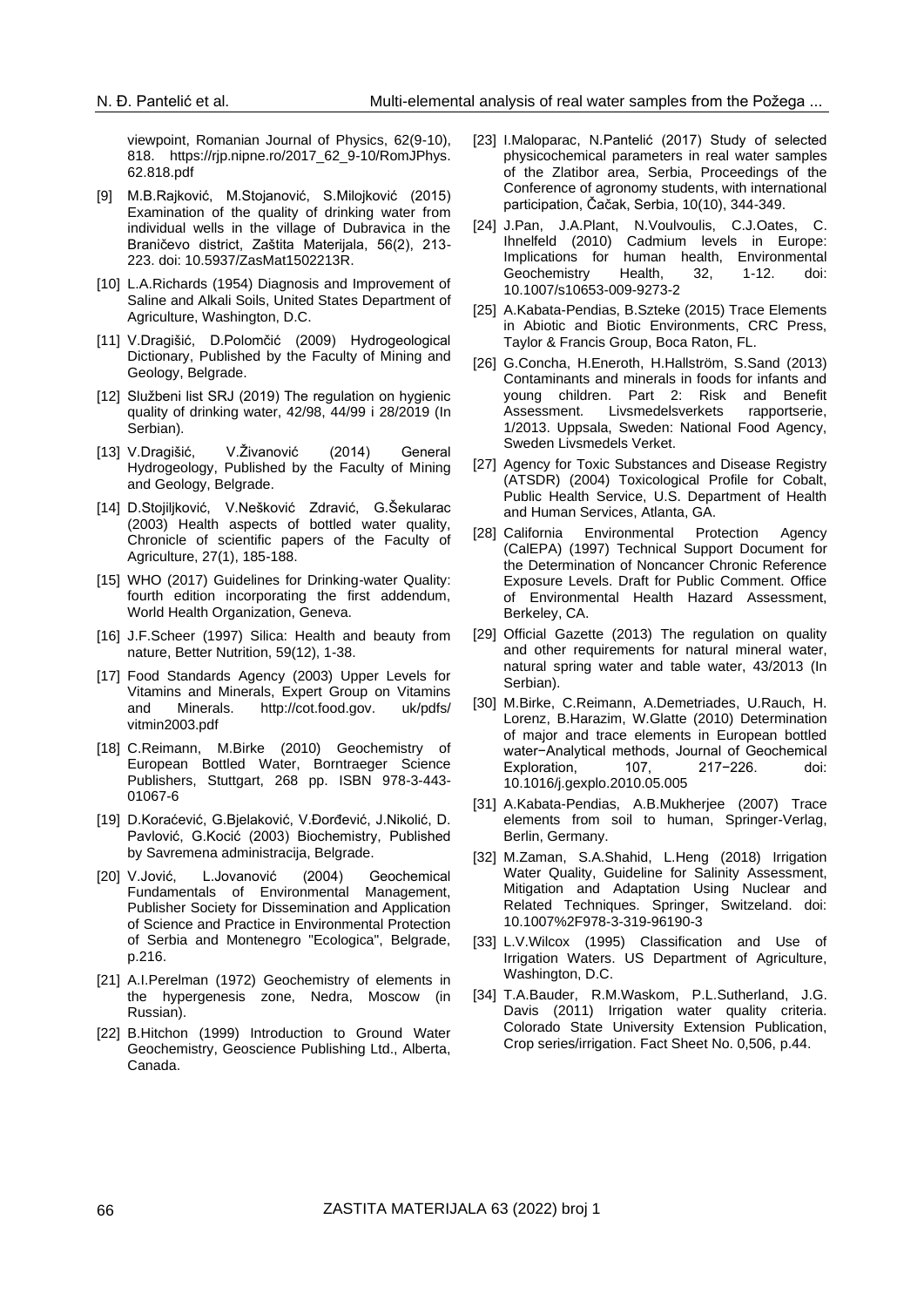viewpoint, Romanian Journal of Physics, 62(9-10), 818. https://rjp.nipne.ro/2017_62_9-10/RomJPhys.62.818.pdf

[9] M.B.Rajković, M.Stojanović, S.Milojković (2015) Examination of the quality of drinking water from individual wells in the village of Dubravica in the Braničevo district, Zaštita Materijala, 56(2), 213-223. doi: 10.5937/ZasMat1502213R.

[10] L.A.Richards (1954) Diagnosis and Improvement of Saline and Alkali Soils, United States Department of Agriculture, Washington, D.C.

[11] V.Dragišić, D.Polomčić (2009) Hydrogeological Dictionary, Published by the Faculty of Mining and Geology, Belgrade.

[12] Službeni list SRJ (2019) The regulation on hygienic quality of drinking water, 42/98, 44/99 i 28/2019 (In Serbian).

[13] V.Dragišić, V.Živanović (2014) General Hydrogeology, Published by the Faculty of Mining and Geology, Belgrade.

[14] D.Stojiljković, V.Nešković Zdravić, G.Šekularac (2003) Health aspects of bottled water quality, Chronicle of scientific papers of the Faculty of Agriculture, 27(1), 185-188.

[15] WHO (2017) Guidelines for Drinking-water Quality: fourth edition incorporating the first addendum, World Health Organization, Geneva.

[16] J.F.Scheer (1997) Silica: Health and beauty from nature, Better Nutrition, 59(12), 1-38.

[17] Food Standards Agency (2003) Upper Levels for Vitamins and Minerals, Expert Group on Vitamins and Minerals. http://cot.food.gov. uk/pdfs/ vitmin2003.pdf

[18] C.Reimann, M.Birke (2010) Geochemistry of European Bottled Water, Borntraeger Science Publishers, Stuttgart, 268 pp. ISBN 978-3-443-01067-6

[19] D.Koraćević, G.Bjelaković, V.Đorđević, J.Nikolić, D. Pavlović, G.Kocić (2003) Biochemistry, Published by Savremena administracija, Belgrade.

[20] V.Jović, L.Jovanović (2004) Geochemical Fundamentals of Environmental Management, Publisher Society for Dissemination and Application of Science and Practice in Environmental Protection of Serbia and Montenegro "Ecologica", Belgrade, p.216.

[21] A.I.Perelman (1972) Geochemistry of elements in the hypergenesis zone, Nedra, Moscow (in Russian).

[22] B.Hitchon (1999) Introduction to Ground Water Geochemistry, Geoscience Publishing Ltd., Alberta, Canada.

[23] I.Maloparac, N.Pantelić (2017) Study of selected physicochemical parameters in real water samples of the Zlatibor area, Serbia, Proceedings of the Conference of agronomy students, with international participation, Čačak, Serbia, 10(10), 344-349.

[24] J.Pan, J.A.Plant, N.Voulvoulis, C.J.Oates, C. Ihnelfeld (2010) Cadmium levels in Europe: Implications for human health, Environmental Geochemistry Health, 32, 1-12. doi: 10.1007/s10653-009-9273-2

[25] A.Kabata-Pendias, B.Szteke (2015) Trace Elements in Abiotic and Biotic Environments, CRC Press, Taylor & Francis Group, Boca Raton, FL.

[26] G.Concha, H.Eneroth, H.Hallström, S.Sand (2013) Contaminants and minerals in foods for infants and young children. Part 2: Risk and Benefit Assessment. Livsmedelsverkets rapportserie, 1/2013. Uppsala, Sweden: National Food Agency, Sweden Livsmedels Verket.

[27] Agency for Toxic Substances and Disease Registry (ATSDR) (2004) Toxicological Profile for Cobalt, Public Health Service, U.S. Department of Health and Human Services, Atlanta, GA.

[28] California Environmental Protection Agency (CalEPA) (1997) Technical Support Document for the Determination of Noncancer Chronic Reference Exposure Levels. Draft for Public Comment. Office of Environmental Health Hazard Assessment, Berkeley, CA.

[29] Official Gazette (2013) The regulation on quality and other requirements for natural mineral water, natural spring water and table water, 43/2013 (In Serbian).

[30] M.Birke, C.Reimann, A.Demetriades, U.Rauch, H. Lorenz, B.Harazim, W.Glatte (2010) Determination of major and trace elements in European bottled water−Analytical methods, Journal of Geochemical Exploration, 107, 217−226. doi: 10.1016/j.gexplo.2010.05.005

[31] A.Kabata-Pendias, A.B.Mukherjee (2007) Trace elements from soil to human, Springer-Verlag, Berlin, Germany.

[32] M.Zaman, S.A.Shahid, L.Heng (2018) Irrigation Water Quality, Guideline for Salinity Assessment, Mitigation and Adaptation Using Nuclear and Related Techniques. Springer, Switzerland. doi: 10.1007%2F978-3-319-96190-3

[33] L.V.Wilcox (1995) Classification and Use of Irrigation Waters. US Department of Agriculture, Washington, D.C.

[34] T.A.Bauder, R.M.Waskom, P.L.Sutherland, J.G. Davis (2011) Irrigation water quality criteria. Colorado State University Extension Publication, Crop series/irrigation. Fact Sheet No. 0,506, p.44.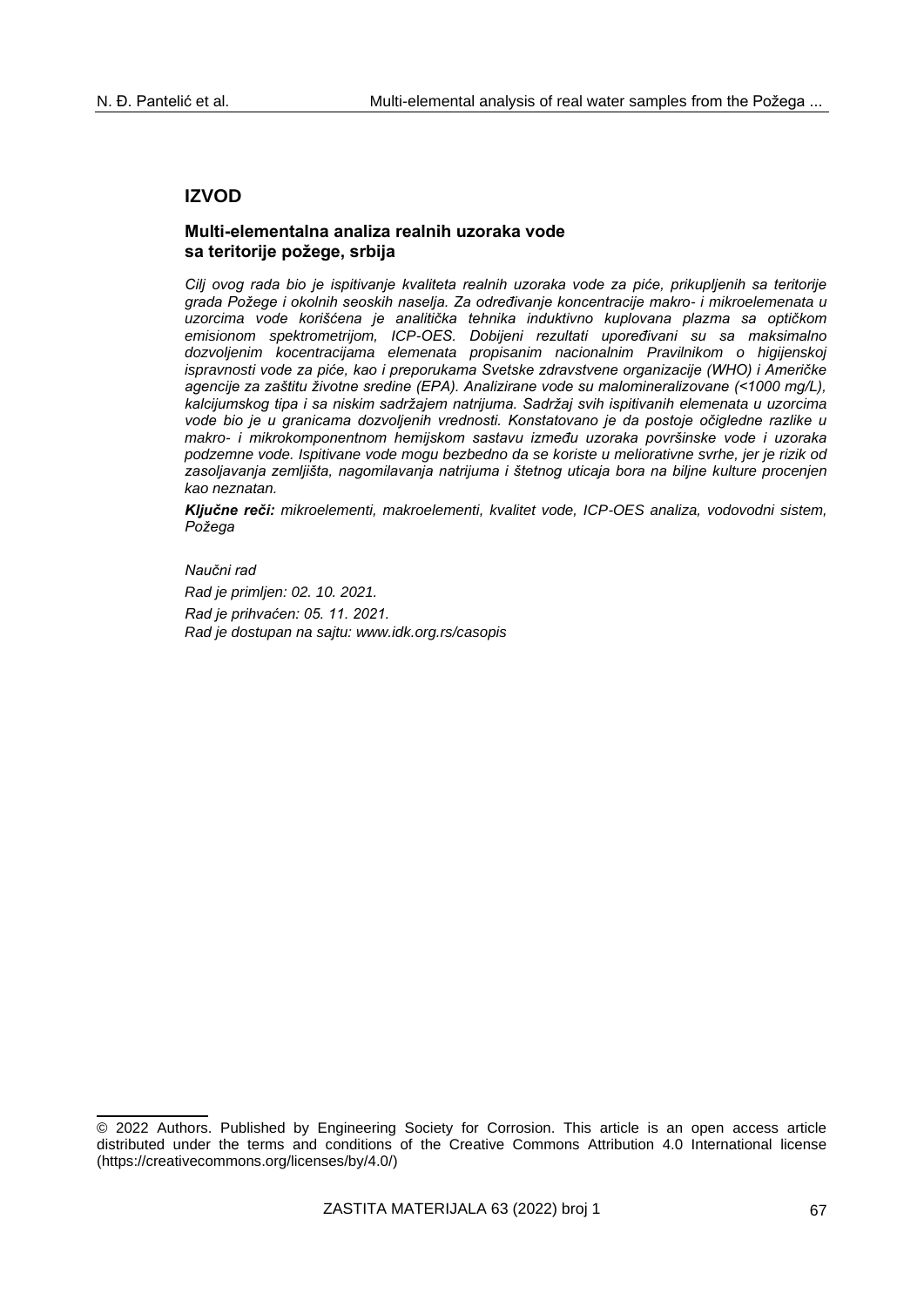## IZVOD

### Multi-elementalna analiza realnih uzoraka vode sa teritorije požege, srbija

*Cilj ovog rada bio je ispitivanje kvaliteta realnih uzoraka vode za piće, prikupljenih sa teritorije grada Požege i okolnih seoskih naselja. Za određivanje koncentracije makro- i mikroelemenata u uzorcima vode korišćena je analitička tehnika induktivno kuplovana plazma sa optičkom emisionom spektrometrijom, ICP-OES. Dobijeni rezultati upoređivani su sa maksimalno dozvoljenim koncentracijama elemenata propisanim nacionalnim Pravilnikom o higijenskoj ispravnosti vode za piće, kao i preporukama Svetske zdravstvene organizacije (WHO) i Američke agencije za zaštitu životne sredine (EPA). Analizirane vode su malomineralizovane (<1000 mg/L), kalcijumskog tipa i sa niskim sadržajem natrijuma. Sadržaj svih ispitivanih elemenata u uzorcima vode bio je u granicama dozvoljenih vrednosti. Konstatovano je da postoje očigledne razlike u makro- i mikrokomponentnom hemijskom sastavu između uzoraka površinske vode i uzoraka podzemne vode. Ispitivane vode mogu bezbedno da se koriste u meliorativne svrhe, jer je rizik od zasoljavanja zemljišta, nagomilavanja natrijuma i štetnog uticaja bora na biljne kulture procenjen kao neznatan.*

***Ključne reči:*** *mikroelementi, makroelementi, kvalitet vode, ICP-OES analiza, vodovodni sistem, Požega*

*Naučni rad*

*Rad je primljen: 02. 10. 2021.*

*Rad je prihvaćen: 05. 11. 2021.*

*Rad je dostupan na sajtu: www.idk.org.rs/casopis*

© 2022 Authors. Published by Engineering Society for Corrosion. This article is an open access article distributed under the terms and conditions of the Creative Commons Attribution 4.0 International license (https://creativecommons.org/licenses/by/4.0/)